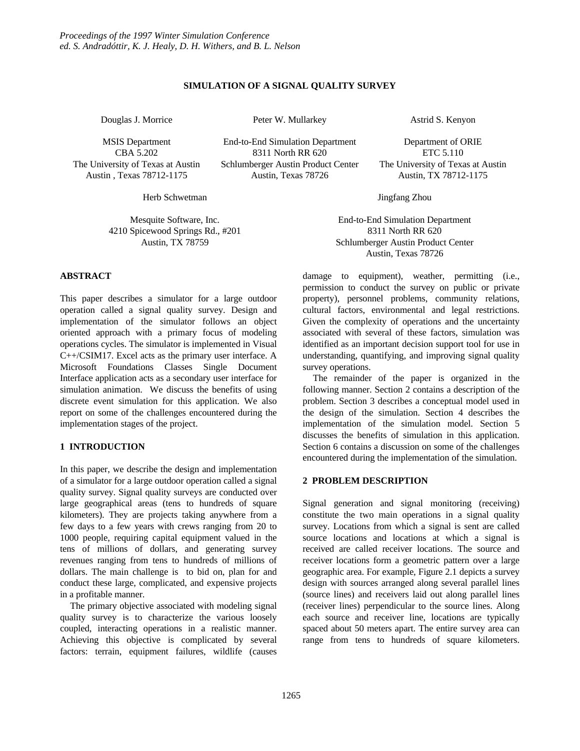*Proceedings of the 1997 Winter Simulation Conference*
*ed. S. Andradóttir, K. J. Healy, D. H. Withers, and B. L. Nelson*

# SIMULATION OF A SIGNAL QUALITY SURVEY

Douglas J. Morrice

MSIS Department
CBA 5.202
The University of Texas at Austin
Austin , Texas 78712-1175

Peter W. Mullarkey

End-to-End Simulation Department
8311 North RR 620
Schlumberger Austin Product Center
Austin, Texas 78726

Astrid S. Kenyon

Department of ORIE
ETC 5.110
The University of Texas at Austin
Austin, TX 78712-1175

Herb Schwetman

Mesquite Software, Inc.
4210 Spicewood Springs Rd., #201
Austin, TX 78759

Jingfang Zhou

End-to-End Simulation Department
8311 North RR 620
Schlumberger Austin Product Center
Austin, Texas 78726

## ABSTRACT

This paper describes a simulator for a large outdoor operation called a signal quality survey. Design and implementation of the simulator follows an object oriented approach with a primary focus of modeling operations cycles. The simulator is implemented in Visual C++/CSIM17. Excel acts as the primary user interface. A Microsoft Foundations Classes Single Document Interface application acts as a secondary user interface for simulation animation. We discuss the benefits of using discrete event simulation for this application. We also report on some of the challenges encountered during the implementation stages of the project.

## 1 INTRODUCTION

In this paper, we describe the design and implementation of a simulator for a large outdoor operation called a signal quality survey. Signal quality surveys are conducted over large geographical areas (tens to hundreds of square kilometers). They are projects taking anywhere from a few days to a few years with crews ranging from 20 to 1000 people, requiring capital equipment valued in the tens of millions of dollars, and generating survey revenues ranging from tens to hundreds of millions of dollars. The main challenge is to bid on, plan for and conduct these large, complicated, and expensive projects in a profitable manner.

The primary objective associated with modeling signal quality survey is to characterize the various loosely coupled, interacting operations in a realistic manner. Achieving this objective is complicated by several factors: terrain, equipment failures, wildlife (causes damage to equipment), weather, permitting (i.e., permission to conduct the survey on public or private property), personnel problems, community relations, cultural factors, environmental and legal restrictions. Given the complexity of operations and the uncertainty associated with several of these factors, simulation was identified as an important decision support tool for use in understanding, quantifying, and improving signal quality survey operations.

The remainder of the paper is organized in the following manner. Section 2 contains a description of the problem. Section 3 describes a conceptual model used in the design of the simulation. Section 4 describes the implementation of the simulation model. Section 5 discusses the benefits of simulation in this application. Section 6 contains a discussion on some of the challenges encountered during the implementation of the simulation.

## 2 PROBLEM DESCRIPTION

Signal generation and signal monitoring (receiving) constitute the two main operations in a signal quality survey. Locations from which a signal is sent are called source locations and locations at which a signal is received are called receiver locations. The source and receiver locations form a geometric pattern over a large geographic area. For example, Figure 2.1 depicts a survey design with sources arranged along several parallel lines (source lines) and receivers laid out along parallel lines (receiver lines) perpendicular to the source lines. Along each source and receiver line, locations are typically spaced about 50 meters apart. The entire survey area can range from tens to hundreds of square kilometers.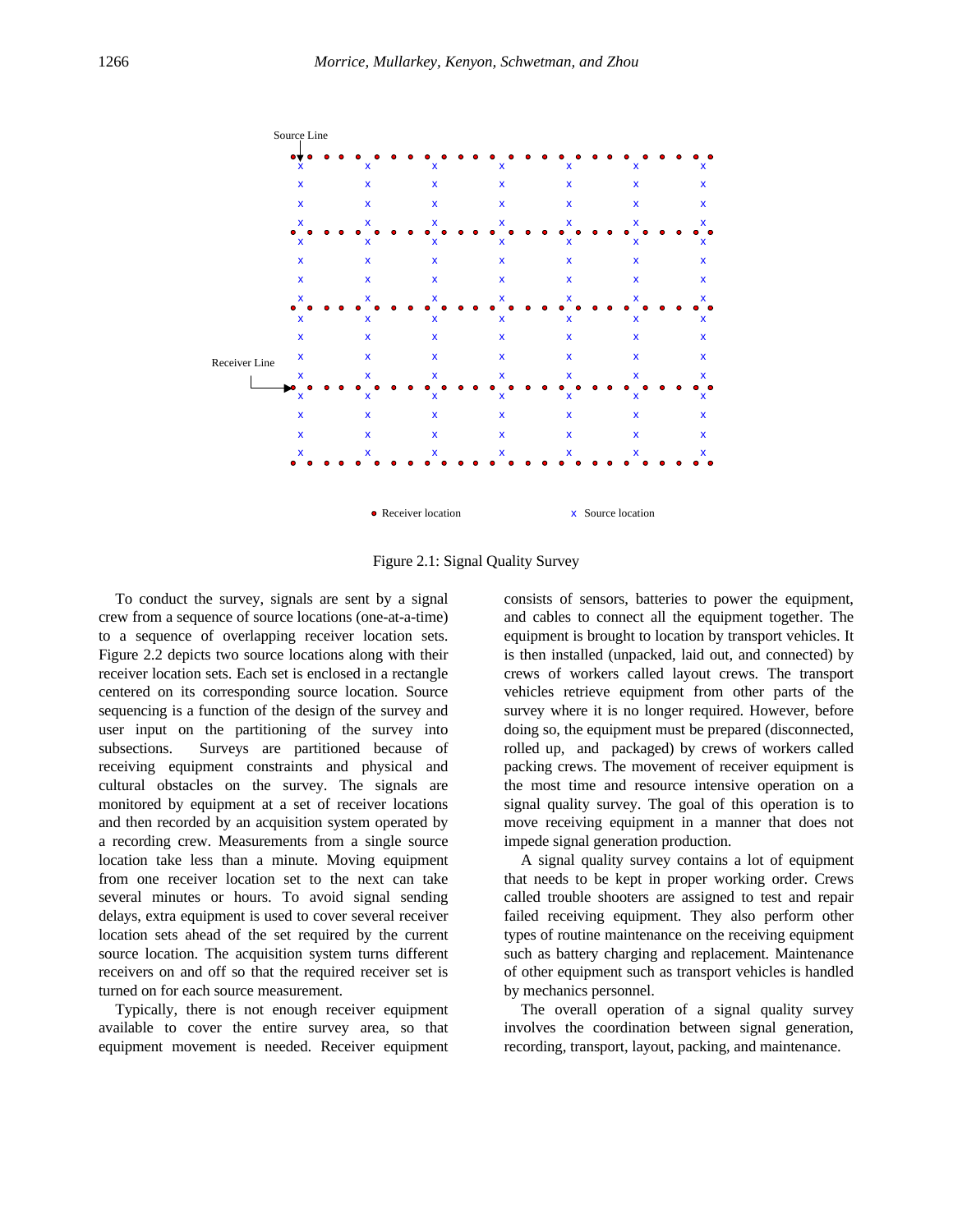Source Line

Receiver Line

Receiver location

Source location

Figure 2.1: Signal Quality Survey

To conduct the survey, signals are sent by a signal crew from a sequence of source locations (one-at-a-time) to a sequence of overlapping receiver location sets. Figure 2.2 depicts two source locations along with their receiver location sets. Each set is enclosed in a rectangle centered on its corresponding source location. Source sequencing is a function of the design of the survey and user input on the partitioning of the survey into subsections. Surveys are partitioned because of receiving equipment constraints and physical and cultural obstacles on the survey. The signals are monitored by equipment at a set of receiver locations and then recorded by an acquisition system operated by a recording crew. Measurements from a single source location take less than a minute. Moving equipment from one receiver location set to the next can take several minutes or hours. To avoid signal sending delays, extra equipment is used to cover several receiver location sets ahead of the set required by the current source location. The acquisition system turns different receivers on and off so that the required receiver set is turned on for each source measurement.

Typically, there is not enough receiver equipment available to cover the entire survey area, so that equipment movement is needed. Receiver equipment consists of sensors, batteries to power the equipment, and cables to connect all the equipment together. The equipment is brought to location by transport vehicles. It is then installed (unpacked, laid out, and connected) by crews of workers called layout crews. The transport vehicles retrieve equipment from other parts of the survey where it is no longer required. However, before doing so, the equipment must be prepared (disconnected, rolled up, and packaged) by crews of workers called packing crews. The movement of receiver equipment is the most time and resource intensive operation on a signal quality survey. The goal of this operation is to move receiving equipment in a manner that does not impede signal generation production.

A signal quality survey contains a lot of equipment that needs to be kept in proper working order. Crews called trouble shooters are assigned to test and repair failed receiving equipment. They also perform other types of routine maintenance on the receiving equipment such as battery charging and replacement. Maintenance of other equipment such as transport vehicles is handled by mechanics personnel.

The overall operation of a signal quality survey involves the coordination between signal generation, recording, transport, layout, packing, and maintenance.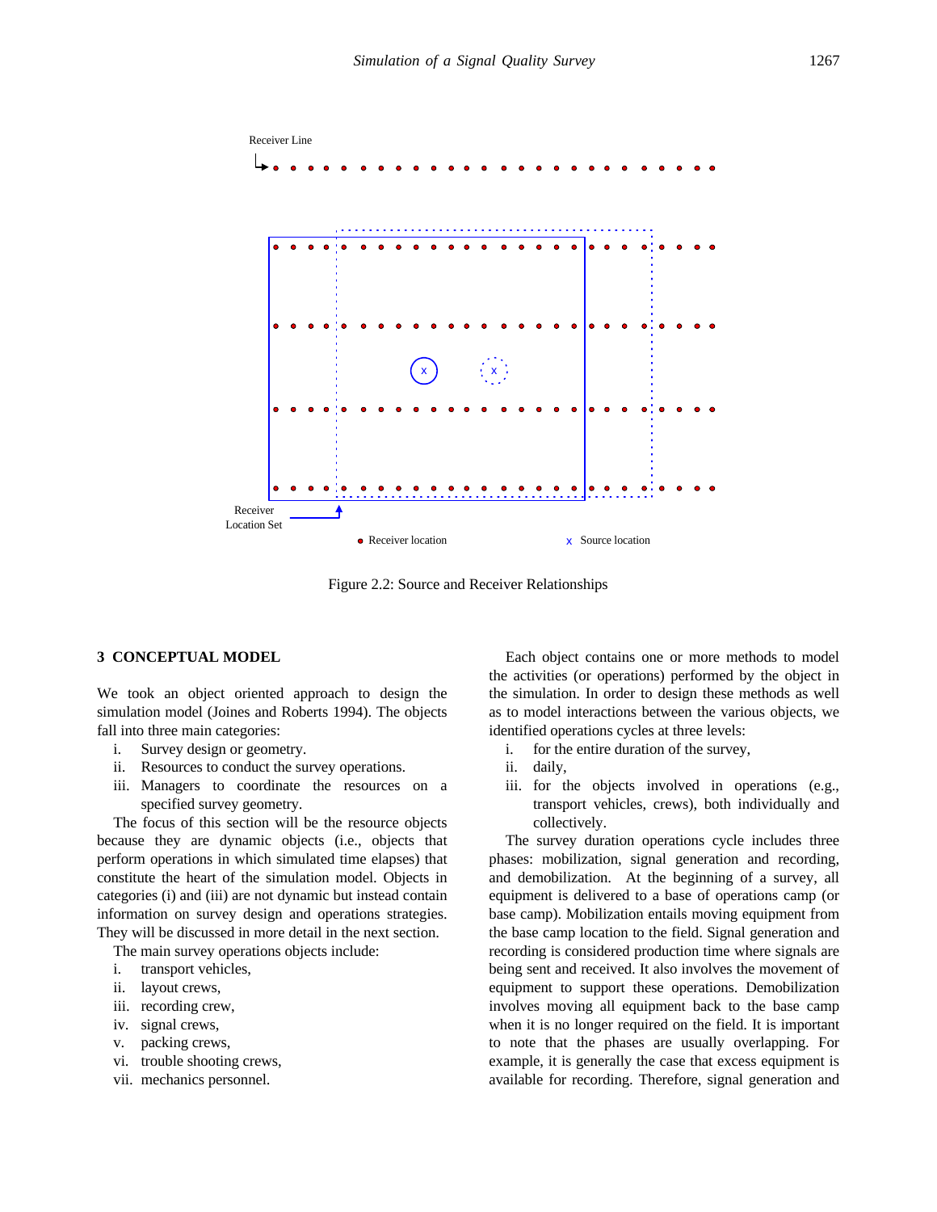Receiver Line

Receiver Location Set

Receiver location

Source location

Figure 2.2: Source and Receiver Relationships

## 3 CONCEPTUAL MODEL

We took an object oriented approach to design the simulation model (Joines and Roberts 1994). The objects fall into three main categories:

1. Survey design or geometry.
2. Resources to conduct the survey operations.
3. Managers to coordinate the resources on a specified survey geometry.

The focus of this section will be the resource objects because they are dynamic objects (i.e., objects that perform operations in which simulated time elapses) that constitute the heart of the simulation model. Objects in categories (i) and (iii) are not dynamic but instead contain information on survey design and operations strategies. They will be discussed in more detail in the next section.

The main survey operations objects include:

1. transport vehicles,
2. layout crews,
3. recording crew,
4. signal crews,
5. packing crews,
6. trouble shooting crews,
7. mechanics personnel.

Each object contains one or more methods to model the activities (or operations) performed by the object in the simulation. In order to design these methods as well as to model interactions between the various objects, we identified operations cycles at three levels:

1. for the entire duration of the survey,
2. daily,
3. for the objects involved in operations (e.g., transport vehicles, crews), both individually and collectively.

The survey duration operations cycle includes three phases: mobilization, signal generation and recording, and demobilization. At the beginning of a survey, all equipment is delivered to a base of operations camp (or base camp). Mobilization entails moving equipment from the base camp location to the field. Signal generation and recording is considered production time where signals are being sent and received. It also involves the movement of equipment to support these operations. Demobilization involves moving all equipment back to the base camp when it is no longer required on the field. It is important to note that the phases are usually overlapping. For example, it is generally the case that excess equipment is available for recording. Therefore, signal generation and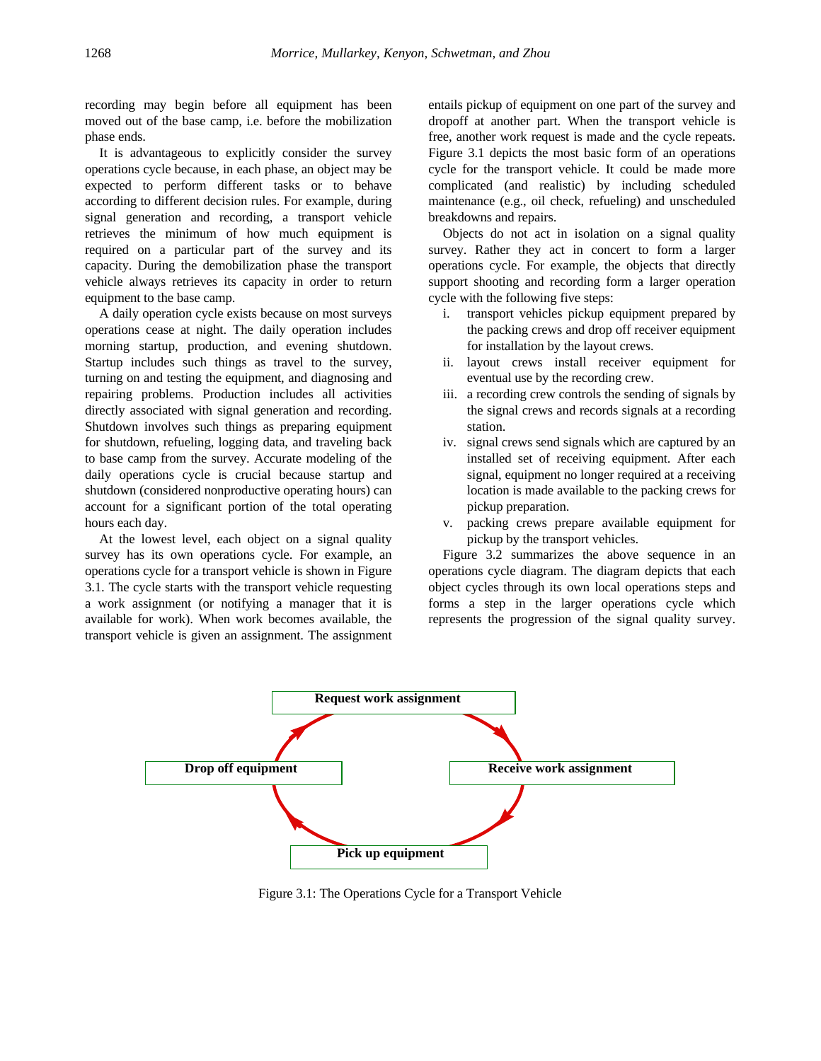recording may begin before all equipment has been moved out of the base camp, i.e. before the mobilization phase ends.

It is advantageous to explicitly consider the survey operations cycle because, in each phase, an object may be expected to perform different tasks or to behave according to different decision rules. For example, during signal generation and recording, a transport vehicle retrieves the minimum of how much equipment is required on a particular part of the survey and its capacity. During the demobilization phase the transport vehicle always retrieves its capacity in order to return equipment to the base camp.

A daily operation cycle exists because on most surveys operations cease at night. The daily operation includes morning startup, production, and evening shutdown. Startup includes such things as travel to the survey, turning on and testing the equipment, and diagnosing and repairing problems. Production includes all activities directly associated with signal generation and recording. Shutdown involves such things as preparing equipment for shutdown, refueling, logging data, and traveling back to base camp from the survey. Accurate modeling of the daily operations cycle is crucial because startup and shutdown (considered nonproductive operating hours) can account for a significant portion of the total operating hours each day.

At the lowest level, each object on a signal quality survey has its own operations cycle. For example, an operations cycle for a transport vehicle is shown in Figure 3.1. The cycle starts with the transport vehicle requesting a work assignment (or notifying a manager that it is available for work). When work becomes available, the transport vehicle is given an assignment. The assignment entails pickup of equipment on one part of the survey and dropoff at another part. When the transport vehicle is free, another work request is made and the cycle repeats. Figure 3.1 depicts the most basic form of an operations cycle for the transport vehicle. It could be made more complicated (and realistic) by including scheduled maintenance (e.g., oil check, refueling) and unscheduled breakdowns and repairs.

Objects do not act in isolation on a signal quality survey. Rather they act in concert to form a larger operations cycle. For example, the objects that directly support shooting and recording form a larger operation cycle with the following five steps:

i. transport vehicles pickup equipment prepared by the packing crews and drop off receiver equipment for installation by the layout crews.
ii. layout crews install receiver equipment for eventual use by the recording crew.
iii. a recording crew controls the sending of signals by the signal crews and records signals at a recording station.
iv. signal crews send signals which are captured by an installed set of receiving equipment. After each signal, equipment no longer required at a receiving location is made available to the packing crews for pickup preparation.
v. packing crews prepare available equipment for pickup by the transport vehicles.

Figure 3.2 summarizes the above sequence in an operations cycle diagram. The diagram depicts that each object cycles through its own local operations steps and forms a step in the larger operations cycle which represents the progression of the signal quality survey.

**Request work assignment**

**Receive work assignment**

**Pick up equipment**

**Drop off equipment**

Figure 3.1: The Operations Cycle for a Transport Vehicle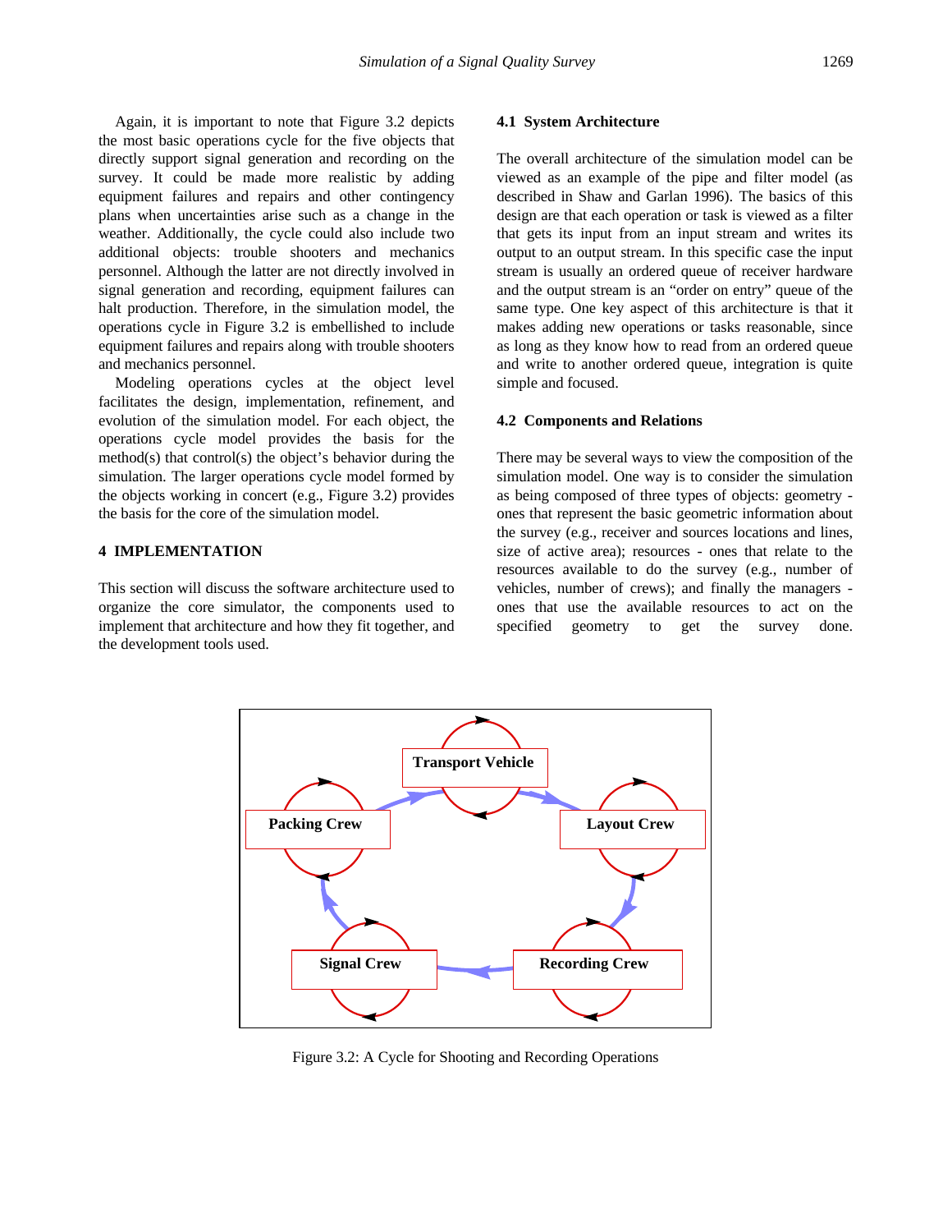Again, it is important to note that Figure 3.2 depicts the most basic operations cycle for the five objects that directly support signal generation and recording on the survey. It could be made more realistic by adding equipment failures and repairs and other contingency plans when uncertainties arise such as a change in the weather. Additionally, the cycle could also include two additional objects: trouble shooters and mechanics personnel. Although the latter are not directly involved in signal generation and recording, equipment failures can halt production. Therefore, in the simulation model, the operations cycle in Figure 3.2 is embellished to include equipment failures and repairs along with trouble shooters and mechanics personnel.

Modeling operations cycles at the object level facilitates the design, implementation, refinement, and evolution of the simulation model. For each object, the operations cycle model provides the basis for the method(s) that control(s) the object's behavior during the simulation. The larger operations cycle model formed by the objects working in concert (e.g., Figure 3.2) provides the basis for the core of the simulation model.

## 4 IMPLEMENTATION

This section will discuss the software architecture used to organize the core simulator, the components used to implement that architecture and how they fit together, and the development tools used.

### 4.1 System Architecture

The overall architecture of the simulation model can be viewed as an example of the pipe and filter model (as described in Shaw and Garlan 1996). The basics of this design are that each operation or task is viewed as a filter that gets its input from an input stream and writes its output to an output stream. In this specific case the input stream is usually an ordered queue of receiver hardware and the output stream is an "order on entry" queue of the same type. One key aspect of this architecture is that it makes adding new operations or tasks reasonable, since as long as they know how to read from an ordered queue and write to another ordered queue, integration is quite simple and focused.

### 4.2 Components and Relations

There may be several ways to view the composition of the simulation model. One way is to consider the simulation as being composed of three types of objects: geometry - ones that represent the basic geometric information about the survey (e.g., receiver and sources locations and lines, size of active area); resources - ones that relate to the resources available to do the survey (e.g., number of vehicles, number of crews); and finally the managers - ones that use the available resources to act on the specified geometry to get the survey done.

Transport Vehicle

Packing Crew

Layout Crew

Signal Crew

Recording Crew

Figure 3.2: A Cycle for Shooting and Recording Operations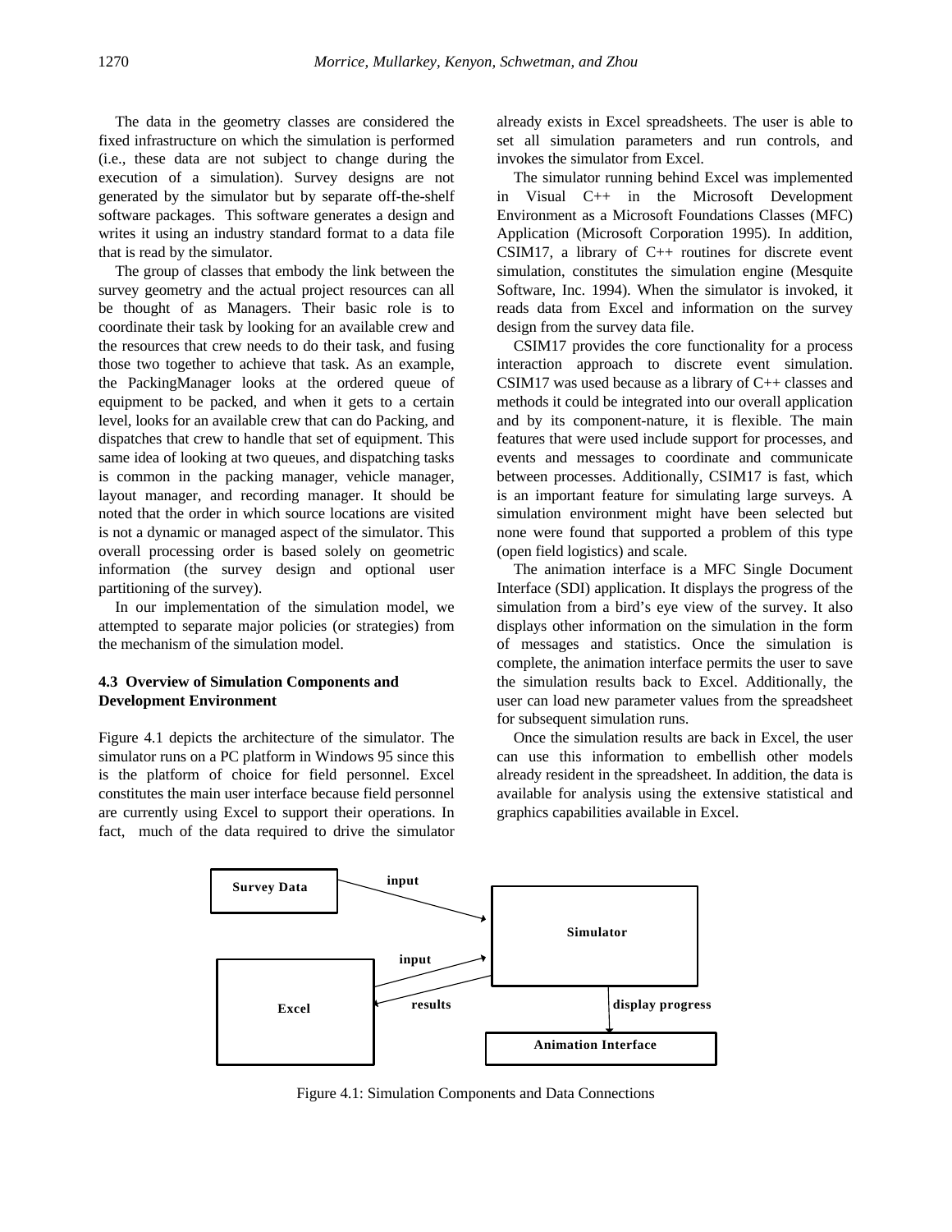The data in the geometry classes are considered the fixed infrastructure on which the simulation is performed (i.e., these data are not subject to change during the execution of a simulation). Survey designs are not generated by the simulator but by separate off-the-shelf software packages. This software generates a design and writes it using an industry standard format to a data file that is read by the simulator.

The group of classes that embody the link between the survey geometry and the actual project resources can all be thought of as Managers. Their basic role is to coordinate their task by looking for an available crew and the resources that crew needs to do their task, and fusing those two together to achieve that task. As an example, the PackingManager looks at the ordered queue of equipment to be packed, and when it gets to a certain level, looks for an available crew that can do Packing, and dispatches that crew to handle that set of equipment. This same idea of looking at two queues, and dispatching tasks is common in the packing manager, vehicle manager, layout manager, and recording manager. It should be noted that the order in which source locations are visited is not a dynamic or managed aspect of the simulator. This overall processing order is based solely on geometric information (the survey design and optional user partitioning of the survey).

In our implementation of the simulation model, we attempted to separate major policies (or strategies) from the mechanism of the simulation model.

### 4.3 Overview of Simulation Components and Development Environment

Figure 4.1 depicts the architecture of the simulator. The simulator runs on a PC platform in Windows 95 since this is the platform of choice for field personnel. Excel constitutes the main user interface because field personnel are currently using Excel to support their operations. In fact, much of the data required to drive the simulator already exists in Excel spreadsheets. The user is able to set all simulation parameters and run controls, and invokes the simulator from Excel.

The simulator running behind Excel was implemented in Visual C++ in the Microsoft Development Environment as a Microsoft Foundations Classes (MFC) Application (Microsoft Corporation 1995). In addition, CSIM17, a library of C++ routines for discrete event simulation, constitutes the simulation engine (Mesquite Software, Inc. 1994). When the simulator is invoked, it reads data from Excel and information on the survey design from the survey data file.

CSIM17 provides the core functionality for a process interaction approach to discrete event simulation. CSIM17 was used because as a library of C++ classes and methods it could be integrated into our overall application and by its component-nature, it is flexible. The main features that were used include support for processes, and events and messages to coordinate and communicate between processes. Additionally, CSIM17 is fast, which is an important feature for simulating large surveys. A simulation environment might have been selected but none were found that supported a problem of this type (open field logistics) and scale.

The animation interface is a MFC Single Document Interface (SDI) application. It displays the progress of the simulation from a bird's eye view of the survey. It also displays other information on the simulation in the form of messages and statistics. Once the simulation is complete, the animation interface permits the user to save the simulation results back to Excel. Additionally, the user can load new parameter values from the spreadsheet for subsequent simulation runs.

Once the simulation results are back in Excel, the user can use this information to embellish other models already resident in the spreadsheet. In addition, the data is available for analysis using the extensive statistical and graphics capabilities available in Excel.

Survey Data

input

Simulator

input

Excel

results

display progress

Animation Interface

Figure 4.1: Simulation Components and Data Connections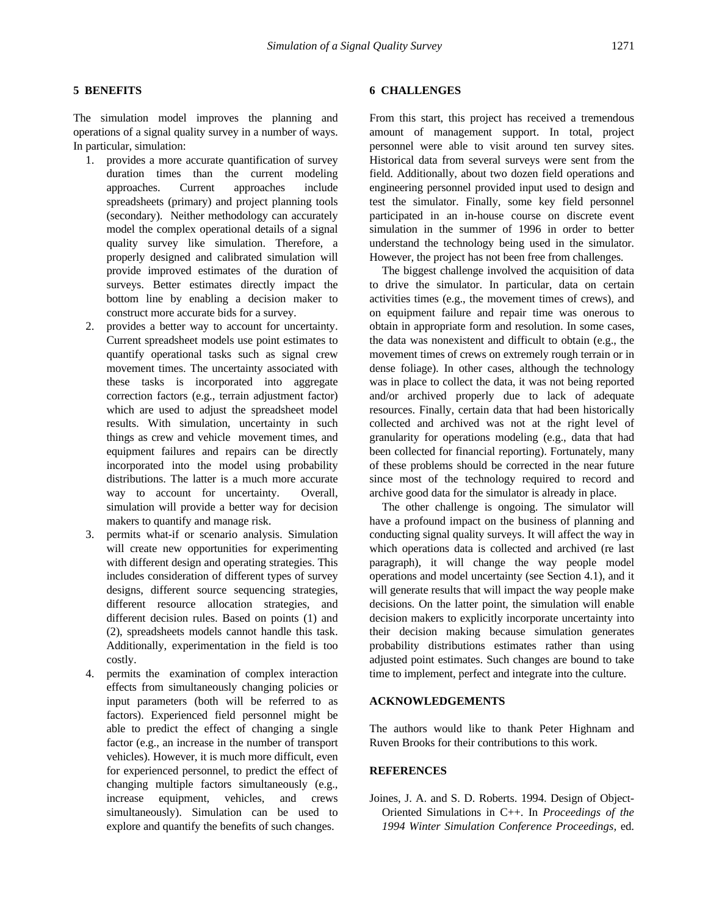## 5 BENEFITS

The simulation model improves the planning and operations of a signal quality survey in a number of ways. In particular, simulation:

1. provides a more accurate quantification of survey duration times than the current modeling approaches. Current approaches include spreadsheets (primary) and project planning tools (secondary). Neither methodology can accurately model the complex operational details of a signal quality survey like simulation. Therefore, a properly designed and calibrated simulation will provide improved estimates of the duration of surveys. Better estimates directly impact the bottom line by enabling a decision maker to construct more accurate bids for a survey.
2. provides a better way to account for uncertainty. Current spreadsheet models use point estimates to quantify operational tasks such as signal crew movement times. The uncertainty associated with these tasks is incorporated into aggregate correction factors (e.g., terrain adjustment factor) which are used to adjust the spreadsheet model results. With simulation, uncertainty in such things as crew and vehicle movement times, and equipment failures and repairs can be directly incorporated into the model using probability distributions. The latter is a much more accurate way to account for uncertainty. Overall, simulation will provide a better way for decision makers to quantify and manage risk.
3. permits what-if or scenario analysis. Simulation will create new opportunities for experimenting with different design and operating strategies. This includes consideration of different types of survey designs, different source sequencing strategies, different resource allocation strategies, and different decision rules. Based on points (1) and (2), spreadsheets models cannot handle this task. Additionally, experimentation in the field is too costly.
4. permits the examination of complex interaction effects from simultaneously changing policies or input parameters (both will be referred to as factors). Experienced field personnel might be able to predict the effect of changing a single factor (e.g., an increase in the number of transport vehicles). However, it is much more difficult, even for experienced personnel, to predict the effect of changing multiple factors simultaneously (e.g., increase equipment, vehicles, and crews simultaneously). Simulation can be used to explore and quantify the benefits of such changes.

## 6 CHALLENGES

From this start, this project has received a tremendous amount of management support. In total, project personnel were able to visit around ten survey sites. Historical data from several surveys were sent from the field. Additionally, about two dozen field operations and engineering personnel provided input used to design and test the simulator. Finally, some key field personnel participated in an in-house course on discrete event simulation in the summer of 1996 in order to better understand the technology being used in the simulator. However, the project has not been free from challenges.

The biggest challenge involved the acquisition of data to drive the simulator. In particular, data on certain activities times (e.g., the movement times of crews), and on equipment failure and repair time was onerous to obtain in appropriate form and resolution. In some cases, the data was nonexistent and difficult to obtain (e.g., the movement times of crews on extremely rough terrain or in dense foliage). In other cases, although the technology was in place to collect the data, it was not being reported and/or archived properly due to lack of adequate resources. Finally, certain data that had been historically collected and archived was not at the right level of granularity for operations modeling (e.g., data that had been collected for financial reporting). Fortunately, many of these problems should be corrected in the near future since most of the technology required to record and archive good data for the simulator is already in place.

The other challenge is ongoing. The simulator will have a profound impact on the business of planning and conducting signal quality surveys. It will affect the way in which operations data is collected and archived (re last paragraph), it will change the way people model operations and model uncertainty (see Section 4.1), and it will generate results that will impact the way people make decisions. On the latter point, the simulation will enable decision makers to explicitly incorporate uncertainty into their decision making because simulation generates probability distributions estimates rather than using adjusted point estimates. Such changes are bound to take time to implement, perfect and integrate into the culture.

## ACKNOWLEDGEMENTS

The authors would like to thank Peter Highnam and Ruven Brooks for their contributions to this work.

## REFERENCES

Joines, J. A. and S. D. Roberts. 1994. Design of Object-Oriented Simulations in C++. In *Proceedings of the 1994 Winter Simulation Conference Proceedings*, ed.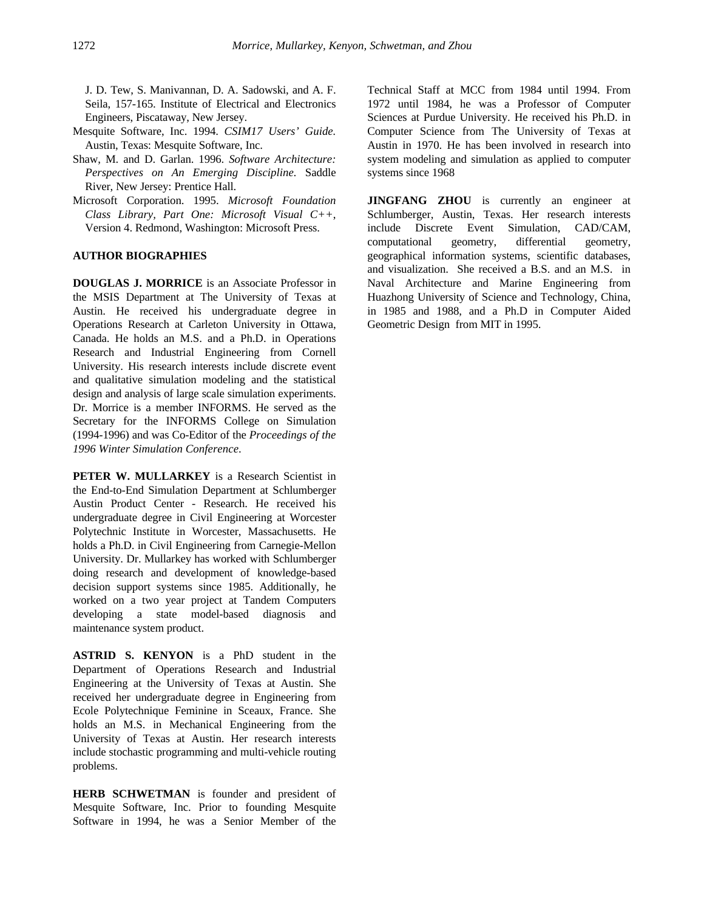J. D. Tew, S. Manivannan, D. A. Sadowski, and A. F. Seila, 157-165. Institute of Electrical and Electronics Engineers, Piscataway, New Jersey.

Mesquite Software, Inc. 1994. *CSIM17 Users' Guide*. Austin, Texas: Mesquite Software, Inc.

Shaw, M. and D. Garlan. 1996. *Software Architecture: Perspectives on An Emerging Discipline*. Saddle River, New Jersey: Prentice Hall.

Microsoft Corporation. 1995. *Microsoft Foundation Class Library, Part One: Microsoft Visual C++*, Version 4. Redmond, Washington: Microsoft Press.

## AUTHOR BIOGRAPHIES

**DOUGLAS J. MORRICE** is an Associate Professor in the MSIS Department at The University of Texas at Austin. He received his undergraduate degree in Operations Research at Carleton University in Ottawa, Canada. He holds an M.S. and a Ph.D. in Operations Research and Industrial Engineering from Cornell University. His research interests include discrete event and qualitative simulation modeling and the statistical design and analysis of large scale simulation experiments. Dr. Morrice is a member INFORMS. He served as the Secretary for the INFORMS College on Simulation (1994-1996) and was Co-Editor of the *Proceedings of the 1996 Winter Simulation Conference*.

**PETER W. MULLARKEY** is a Research Scientist in the End-to-End Simulation Department at Schlumberger Austin Product Center - Research. He received his undergraduate degree in Civil Engineering at Worcester Polytechnic Institute in Worcester, Massachusetts. He holds a Ph.D. in Civil Engineering from Carnegie-Mellon University. Dr. Mullarkey has worked with Schlumberger doing research and development of knowledge-based decision support systems since 1985. Additionally, he worked on a two year project at Tandem Computers developing a state model-based diagnosis and maintenance system product.

**ASTRID S. KENYON** is a PhD student in the Department of Operations Research and Industrial Engineering at the University of Texas at Austin. She received her undergraduate degree in Engineering from Ecole Polytechnique Feminine in Sceaux, France. She holds an M.S. in Mechanical Engineering from the University of Texas at Austin. Her research interests include stochastic programming and multi-vehicle routing problems.

**HERB SCHWETMAN** is founder and president of Mesquite Software, Inc. Prior to founding Mesquite Software in 1994, he was a Senior Member of the Technical Staff at MCC from 1984 until 1994. From 1972 until 1984, he was a Professor of Computer Sciences at Purdue University. He received his Ph.D. in Computer Science from The University of Texas at Austin in 1970. He has been involved in research into system modeling and simulation as applied to computer systems since 1968

**JINGFANG ZHOU** is currently an engineer at Schlumberger, Austin, Texas. Her research interests include Discrete Event Simulation, CAD/CAM, computational geometry, differential geometry, geographical information systems, scientific databases, and visualization. She received a B.S. and an M.S. in Naval Architecture and Marine Engineering from Huazhong University of Science and Technology, China, in 1985 and 1988, and a Ph.D in Computer Aided Geometric Design from MIT in 1995.